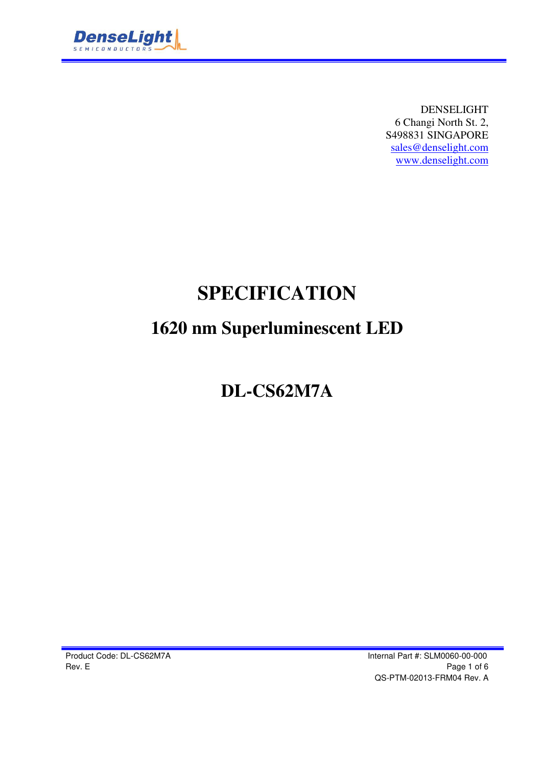DENSELIGHT
6 Changi North St. 2,
S498831 SINGAPORE
sales@denselight.com
www.denselight.com

# SPECIFICATION

## 1620 nm Superluminescent LED

## DL-CS62M7A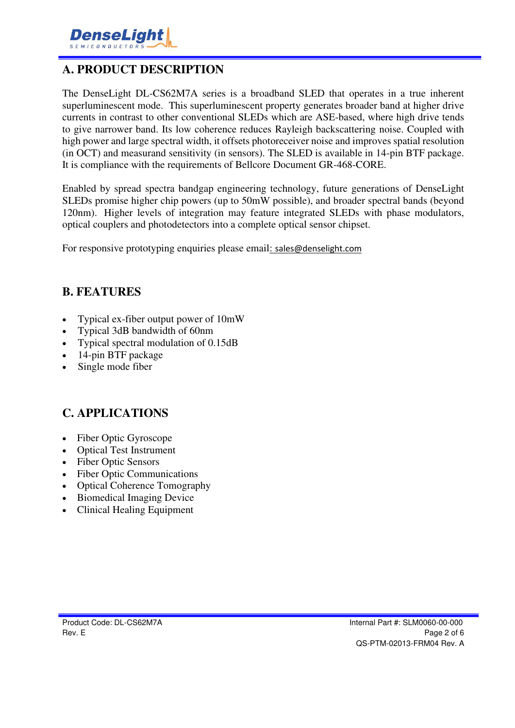## A. PRODUCT DESCRIPTION

The DenseLight DL-CS62M7A series is a broadband SLED that operates in a true inherent superluminescent mode. This superluminescent property generates broader band at higher drive currents in contrast to other conventional SLEDs which are ASE-based, where high drive tends to give narrower band. Its low coherence reduces Rayleigh backscattering noise. Coupled with high power and large spectral width, it offsets photoreceiver noise and improves spatial resolution (in OCT) and measurand sensitivity (in sensors). The SLED is available in 14-pin BTF package. It is compliance with the requirements of Bellcore Document GR-468-CORE.

Enabled by spread spectra bandgap engineering technology, future generations of DenseLight SLEDs promise higher chip powers (up to 50mW possible), and broader spectral bands (beyond 120nm). Higher levels of integration may feature integrated SLEDs with phase modulators, optical couplers and photodetectors into a complete optical sensor chipset.

For responsive prototyping enquiries please email: sales@denselight.com

## B. FEATURES

- Typical ex-fiber output power of 10mW
- Typical 3dB bandwidth of 60nm
- Typical spectral modulation of 0.15dB
- 14-pin BTF package
- Single mode fiber

## C. APPLICATIONS

- Fiber Optic Gyroscope
- Optical Test Instrument
- Fiber Optic Sensors
- Fiber Optic Communications
- Optical Coherence Tomography
- Biomedical Imaging Device
- Clinical Healing Equipment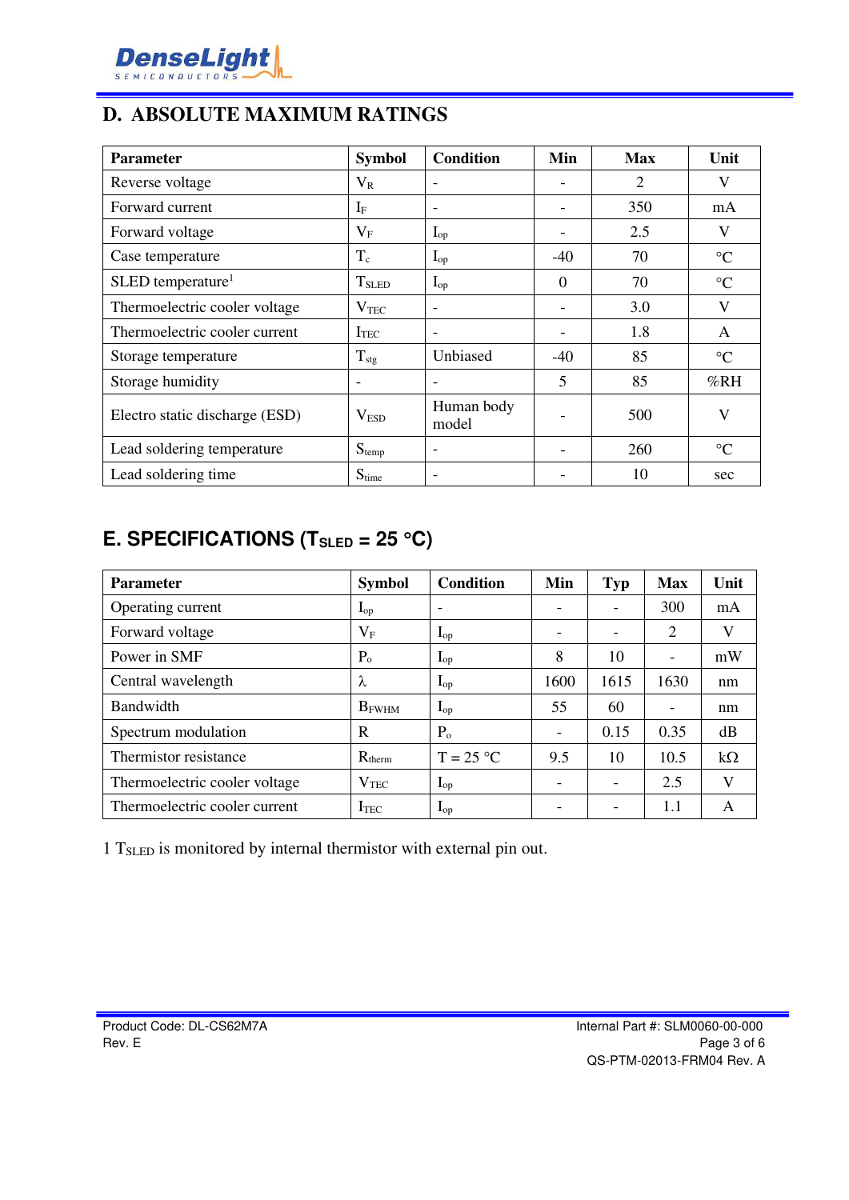## D. ABSOLUTE MAXIMUM RATINGS

| Parameter | Symbol | Condition | Min | Max | Unit |
|---|---|---|---|---|---|
| Reverse voltage | $V_R$ | - | - | 2 | V |
| Forward current | $I_F$ | - | - | 350 | mA |
| Forward voltage | $V_F$ | $I_{op}$ | - | 2.5 | V |
| Case temperature | $T_c$ | $I_{op}$ | -40 | 70 | °C |
| SLED temperature[1] | $T_{SLED}$ | $I_{op}$ | 0 | 70 | °C |
| Thermoelectric cooler voltage | $V_{TEC}$ | - | - | 3.0 | V |
| Thermoelectric cooler current | $I_{TEC}$ | - | - | 1.8 | A |
| Storage temperature | $T_{stg}$ | Unbiased | -40 | 85 | °C |
| Storage humidity | - | - | 5 | 85 | %RH |
| Electro static discharge (ESD) | $V_{ESD}$ | Human body model | - | 500 | V |
| Lead soldering temperature | $S_{temp}$ | - | - | 260 | °C |
| Lead soldering time | $S_{time}$ | - | - | 10 | sec |

## E. SPECIFICATIONS ($T_{SLED}$ = 25 °C)

| Parameter | Symbol | Condition | Min | Typ | Max | Unit |
|---|---|---|---|---|---|---|
| Operating current | $I_{op}$ | - | - | - | 300 | mA |
| Forward voltage | $V_F$ | $I_{op}$ | - | - | 2 | V |
| Power in SMF | $P_o$ | $I_{op}$ | 8 | 10 | - | mW |
| Central wavelength | $\lambda$ | $I_{op}$ | 1600 | 1615 | 1630 | nm |
| Bandwidth | $B_{FWHM}$ | $I_{op}$ | 55 | 60 | - | nm |
| Spectrum modulation | R | $P_o$ | - | 0.15 | 0.35 | dB |
| Thermistor resistance | $R_{therm}$ | T = 25 °C | 9.5 | 10 | 10.5 | kΩ |
| Thermoelectric cooler voltage | $V_{TEC}$ | $I_{op}$ | - | - | 2.5 | V |
| Thermoelectric cooler current | $I_{TEC}$ | $I_{op}$ | - | - | 1.1 | A |

1 $T_{SLED}$ is monitored by internal thermistor with external pin out.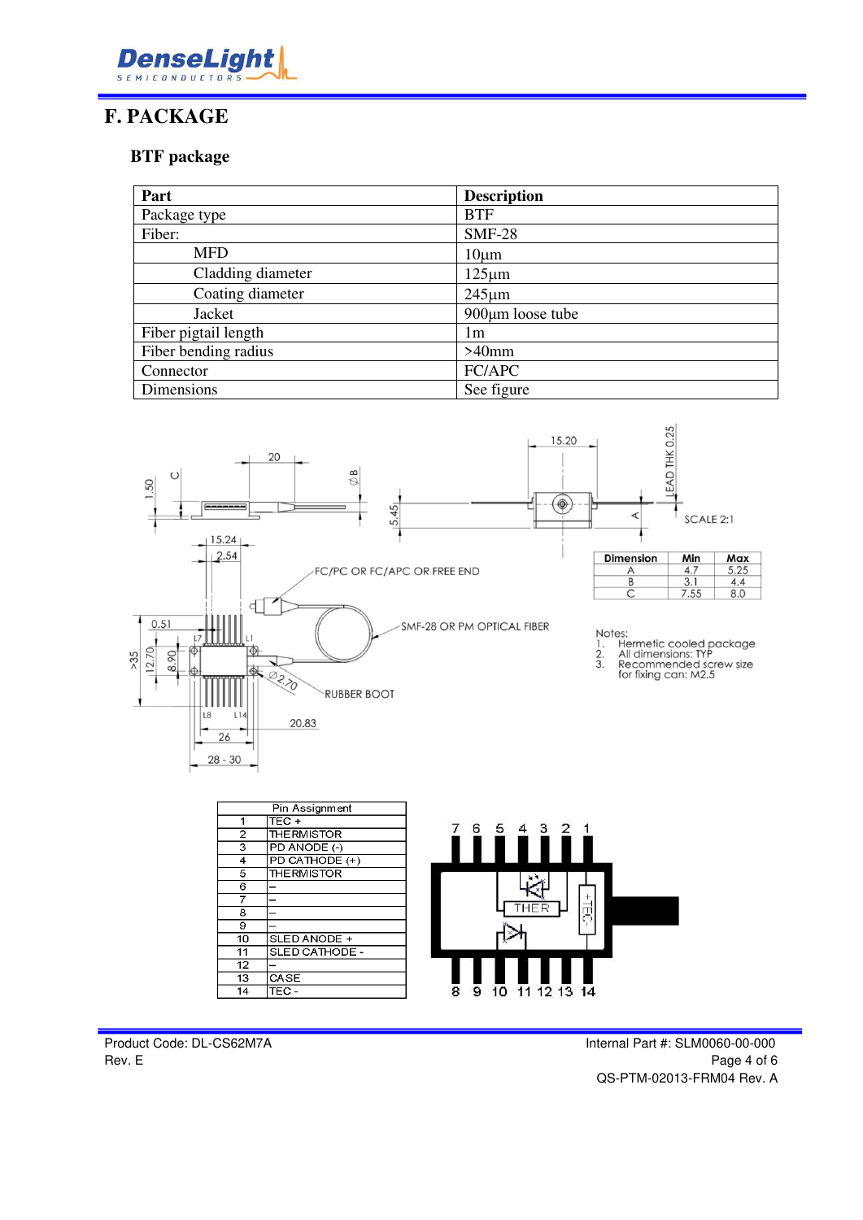# F. PACKAGE

## BTF package

| Part | Description |
|---|---|
| Package type | BTF |
| Fiber: | SMF-28 |
| MFD | 10µm |
| Cladding diameter | 125µm |
| Coating diameter | 245µm |
| Jacket | 900µm loose tube |
| Fiber pigtail length | 1m |
| Fiber bending radius | >40mm |
| Connector | FC/APC |
| Dimensions | See figure |

| Dimension | Min | Max |
|---|---|---|
| A | 4.7 | 5.25 |
| B | 3.1 | 4.4 |
| C | 7.55 | 8.0 |

Notes:

1. Hermetic cooled package
2. All dimensions: TYP
3. Recommended screw size for fixing can: M2.5

| Pin Assignment | |
|---|---|
| 1 | TEC + |
| 2 | THERMISTOR |
| 3 | PD ANODE (-) |
| 4 | PD CATHODE (+) |
| 5 | THERMISTOR |
| 6 | – |
| 7 | – |
| 8 | – |
| 9 | – |
| 10 | SLED ANODE + |
| 11 | SLED CATHODE - |
| 12 | – |
| 13 | CASE |
| 14 | TEC - |

Product Code: DL-CS62M7A
Rev. E

Internal Part #: SLM0060-00-000
QS-PTM-02013-FRM04 Rev. A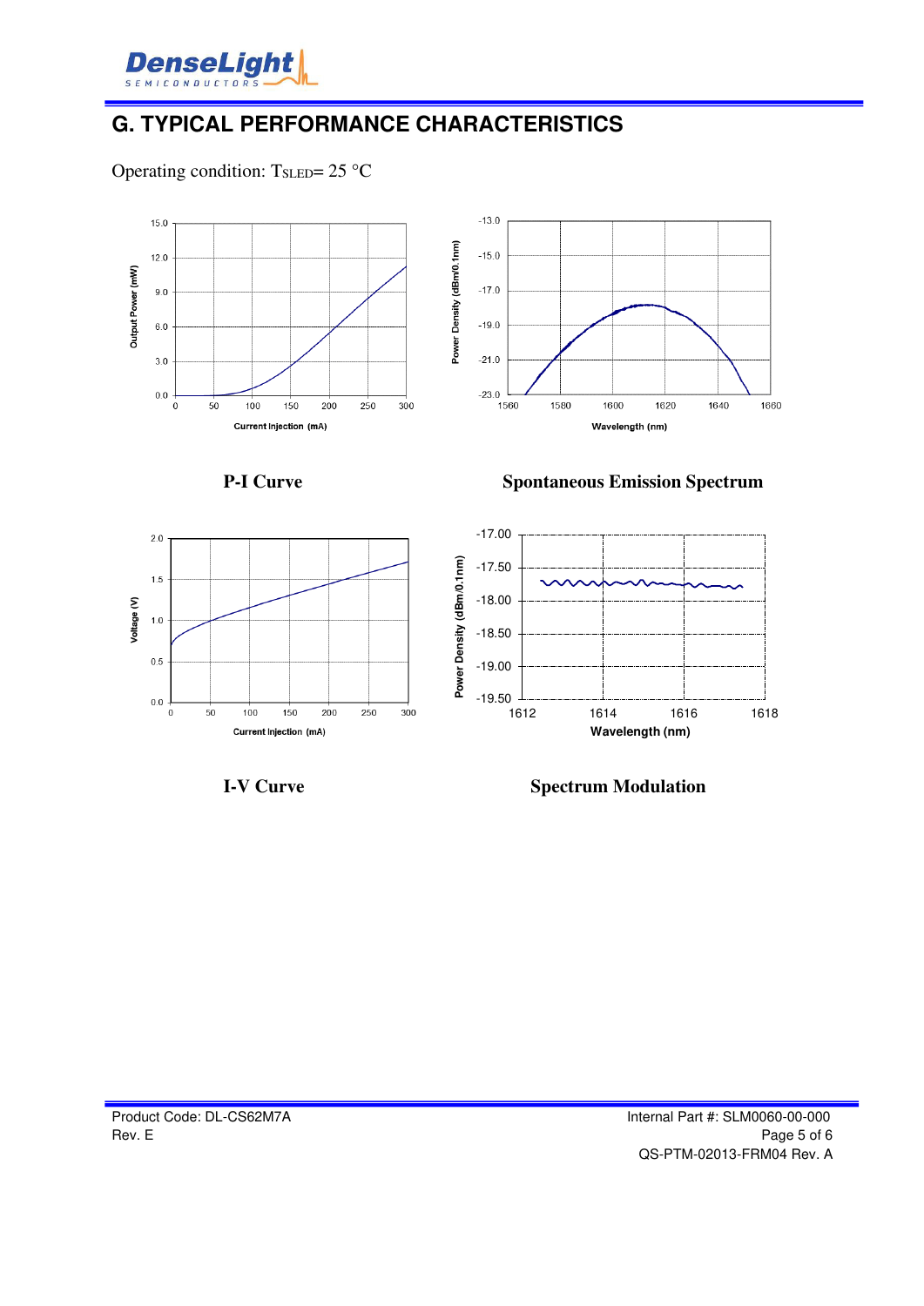## G. TYPICAL PERFORMANCE CHARACTERISTICS

Operating condition: $T_{SLED}$= 25 °C

**P-I Curve**

**Spontaneous Emission Spectrum**

**I-V Curve**

**Spectrum Modulation**

Product Code: DL-CS62M7A
Rev. E

Internal Part #: SLM0060-00-000
QS-PTM-02013-FRM04 Rev. A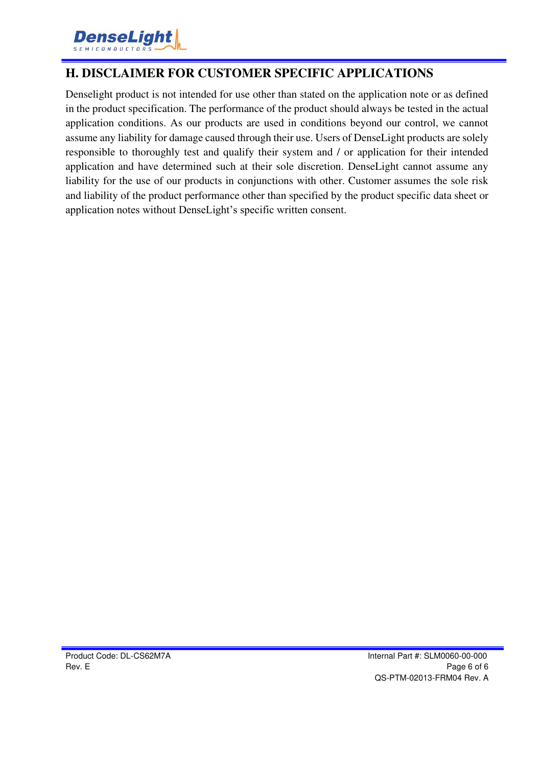## H. DISCLAIMER FOR CUSTOMER SPECIFIC APPLICATIONS

Denselight product is not intended for use other than stated on the application note or as defined in the product specification. The performance of the product should always be tested in the actual application conditions. As our products are used in conditions beyond our control, we cannot assume any liability for damage caused through their use. Users of DenseLight products are solely responsible to thoroughly test and qualify their system and / or application for their intended application and have determined such at their sole discretion. DenseLight cannot assume any liability for the use of our products in conjunctions with other. Customer assumes the sole risk and liability of the product performance other than specified by the product specific data sheet or application notes without DenseLight's specific written consent.